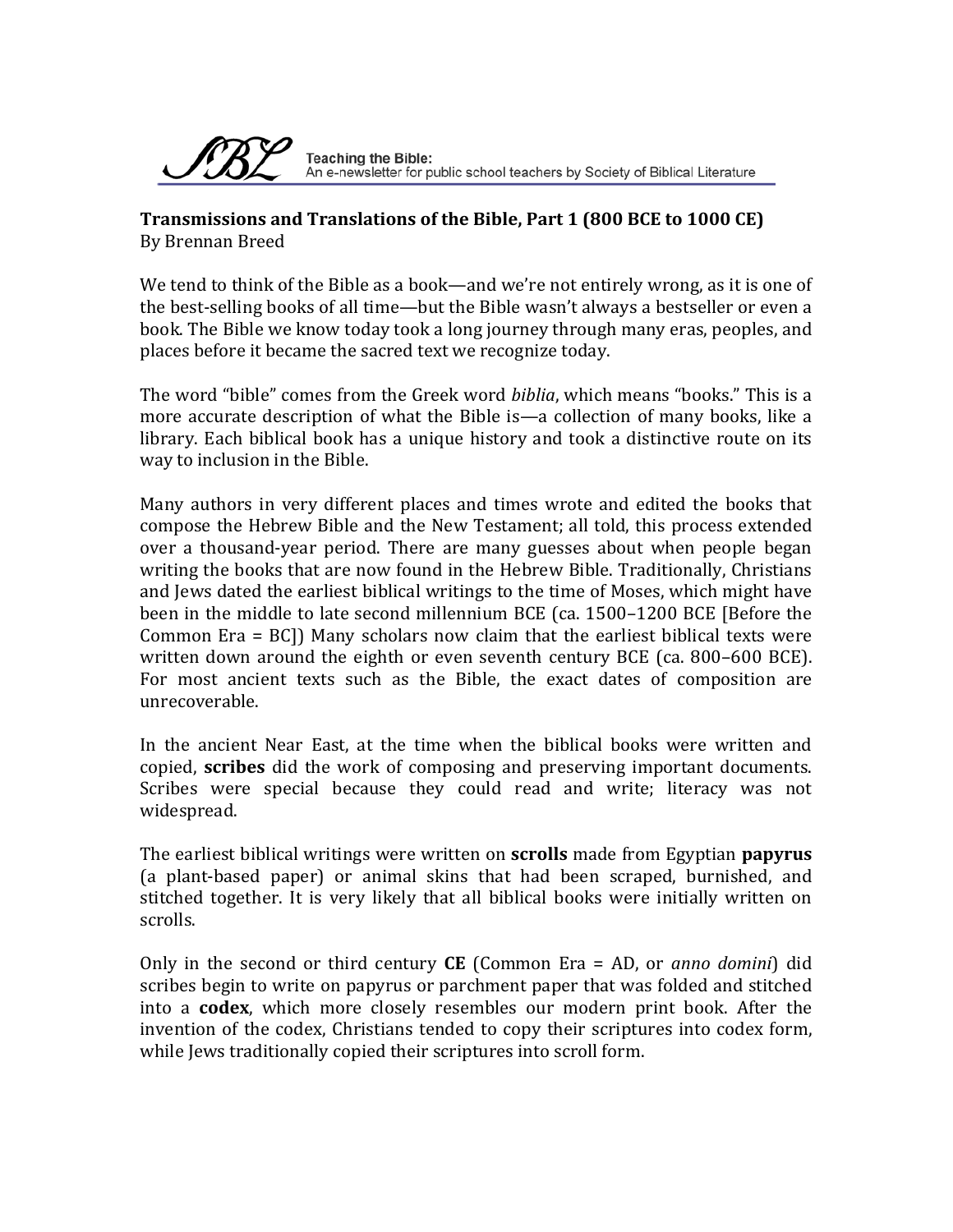Teaching the Bible:
An e-newsletter for public school teachers by Society of Biblical Literature

**Transmissions and Translations of the Bible, Part 1 (800 BCE to 1000 CE)**
By Brennan Breed

We tend to think of the Bible as a book—and we're not entirely wrong, as it is one of the best-selling books of all time—but the Bible wasn't always a bestseller or even a book. The Bible we know today took a long journey through many eras, peoples, and places before it became the sacred text we recognize today.

The word "bible" comes from the Greek word *biblia*, which means "books." This is a more accurate description of what the Bible is—a collection of many books, like a library. Each biblical book has a unique history and took a distinctive route on its way to inclusion in the Bible.

Many authors in very different places and times wrote and edited the books that compose the Hebrew Bible and the New Testament; all told, this process extended over a thousand-year period. There are many guesses about when people began writing the books that are now found in the Hebrew Bible. Traditionally, Christians and Jews dated the earliest biblical writings to the time of Moses, which might have been in the middle to late second millennium BCE (ca. 1500–1200 BCE [Before the Common Era = BC]) Many scholars now claim that the earliest biblical texts were written down around the eighth or even seventh century BCE (ca. 800–600 BCE). For most ancient texts such as the Bible, the exact dates of composition are unrecoverable.

In the ancient Near East, at the time when the biblical books were written and copied, **scribes** did the work of composing and preserving important documents. Scribes were special because they could read and write; literacy was not widespread.

The earliest biblical writings were written on **scrolls** made from Egyptian **papyrus** (a plant-based paper) or animal skins that had been scraped, burnished, and stitched together. It is very likely that all biblical books were initially written on scrolls.

Only in the second or third century **CE** (Common Era = AD, or *anno domini*) did scribes begin to write on papyrus or parchment paper that was folded and stitched into a **codex**, which more closely resembles our modern print book. After the invention of the codex, Christians tended to copy their scriptures into codex form, while Jews traditionally copied their scriptures into scroll form.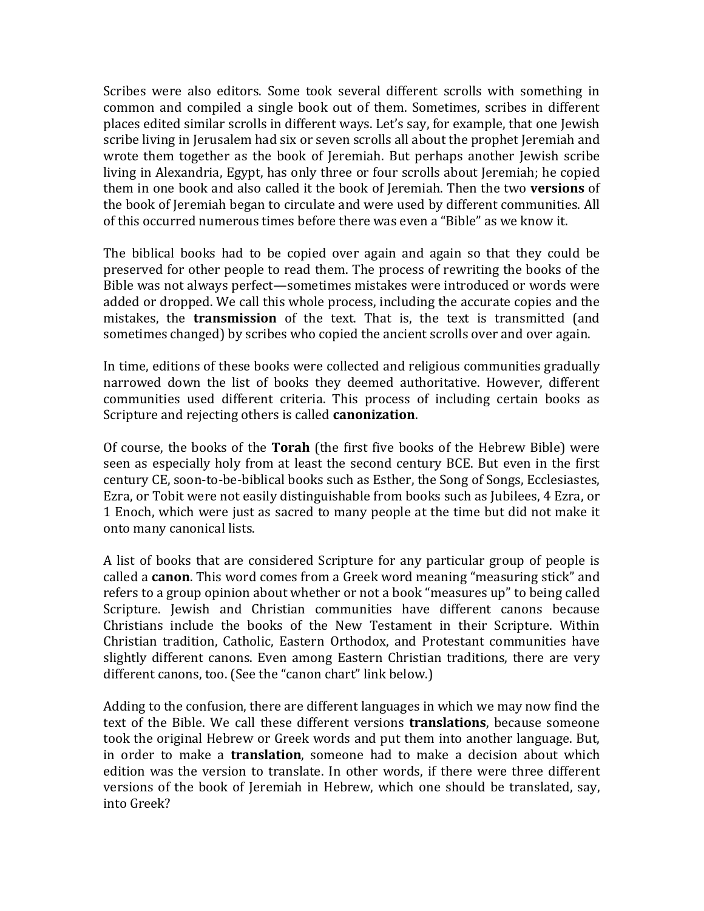Scribes were also editors. Some took several different scrolls with something in common and compiled a single book out of them. Sometimes, scribes in different places edited similar scrolls in different ways. Let's say, for example, that one Jewish scribe living in Jerusalem had six or seven scrolls all about the prophet Jeremiah and wrote them together as the book of Jeremiah. But perhaps another Jewish scribe living in Alexandria, Egypt, has only three or four scrolls about Jeremiah; he copied them in one book and also called it the book of Jeremiah. Then the two **versions** of the book of Jeremiah began to circulate and were used by different communities. All of this occurred numerous times before there was even a "Bible" as we know it.

The biblical books had to be copied over again and again so that they could be preserved for other people to read them. The process of rewriting the books of the Bible was not always perfect—sometimes mistakes were introduced or words were added or dropped. We call this whole process, including the accurate copies and the mistakes, the **transmission** of the text. That is, the text is transmitted (and sometimes changed) by scribes who copied the ancient scrolls over and over again.

In time, editions of these books were collected and religious communities gradually narrowed down the list of books they deemed authoritative. However, different communities used different criteria. This process of including certain books as Scripture and rejecting others is called **canonization**.

Of course, the books of the **Torah** (the first five books of the Hebrew Bible) were seen as especially holy from at least the second century BCE. But even in the first century CE, soon-to-be-biblical books such as Esther, the Song of Songs, Ecclesiastes, Ezra, or Tobit were not easily distinguishable from books such as Jubilees, 4 Ezra, or 1 Enoch, which were just as sacred to many people at the time but did not make it onto many canonical lists.

A list of books that are considered Scripture for any particular group of people is called a **canon**. This word comes from a Greek word meaning "measuring stick" and refers to a group opinion about whether or not a book "measures up" to being called Scripture. Jewish and Christian communities have different canons because Christians include the books of the New Testament in their Scripture. Within Christian tradition, Catholic, Eastern Orthodox, and Protestant communities have slightly different canons. Even among Eastern Christian traditions, there are very different canons, too. (See the "canon chart" link below.)

Adding to the confusion, there are different languages in which we may now find the text of the Bible. We call these different versions **translations**, because someone took the original Hebrew or Greek words and put them into another language. But, in order to make a **translation**, someone had to make a decision about which edition was the version to translate. In other words, if there were three different versions of the book of Jeremiah in Hebrew, which one should be translated, say, into Greek?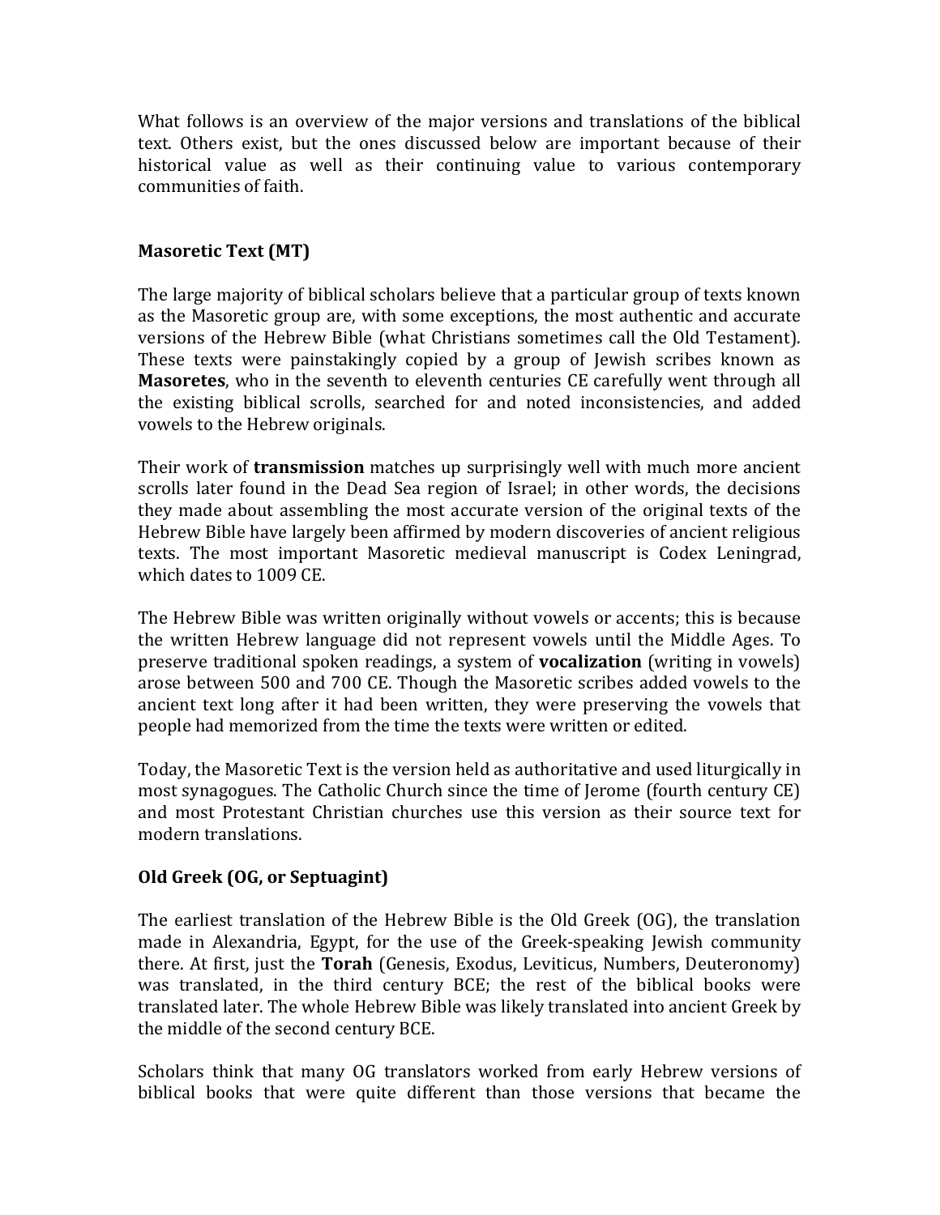What follows is an overview of the major versions and translations of the biblical text. Others exist, but the ones discussed below are important because of their historical value as well as their continuing value to various contemporary communities of faith.

### Masoretic Text (MT)

The large majority of biblical scholars believe that a particular group of texts known as the Masoretic group are, with some exceptions, the most authentic and accurate versions of the Hebrew Bible (what Christians sometimes call the Old Testament). These texts were painstakingly copied by a group of Jewish scribes known as **Masoretes**, who in the seventh to eleventh centuries CE carefully went through all the existing biblical scrolls, searched for and noted inconsistencies, and added vowels to the Hebrew originals.

Their work of **transmission** matches up surprisingly well with much more ancient scrolls later found in the Dead Sea region of Israel; in other words, the decisions they made about assembling the most accurate version of the original texts of the Hebrew Bible have largely been affirmed by modern discoveries of ancient religious texts. The most important Masoretic medieval manuscript is Codex Leningrad, which dates to 1009 CE.

The Hebrew Bible was written originally without vowels or accents; this is because the written Hebrew language did not represent vowels until the Middle Ages. To preserve traditional spoken readings, a system of **vocalization** (writing in vowels) arose between 500 and 700 CE. Though the Masoretic scribes added vowels to the ancient text long after it had been written, they were preserving the vowels that people had memorized from the time the texts were written or edited.

Today, the Masoretic Text is the version held as authoritative and used liturgically in most synagogues. The Catholic Church since the time of Jerome (fourth century CE) and most Protestant Christian churches use this version as their source text for modern translations.

### Old Greek (OG, or Septuagint)

The earliest translation of the Hebrew Bible is the Old Greek (OG), the translation made in Alexandria, Egypt, for the use of the Greek-speaking Jewish community there. At first, just the **Torah** (Genesis, Exodus, Leviticus, Numbers, Deuteronomy) was translated, in the third century BCE; the rest of the biblical books were translated later. The whole Hebrew Bible was likely translated into ancient Greek by the middle of the second century BCE.

Scholars think that many OG translators worked from early Hebrew versions of biblical books that were quite different than those versions that became the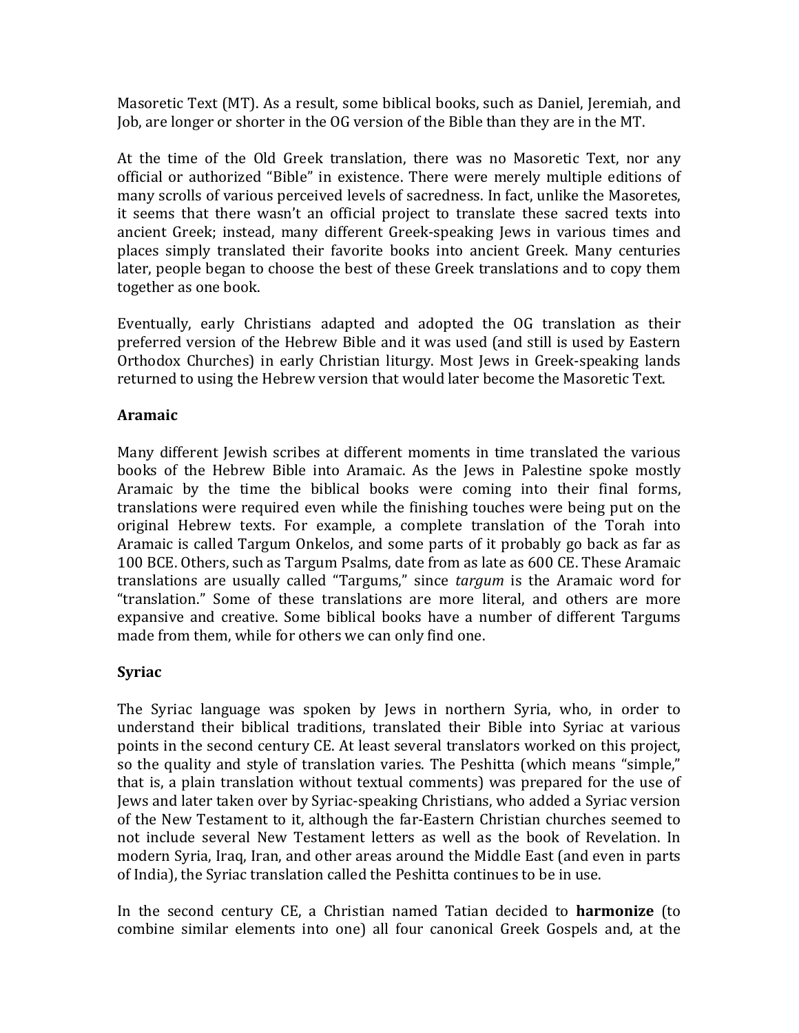Masoretic Text (MT). As a result, some biblical books, such as Daniel, Jeremiah, and Job, are longer or shorter in the OG version of the Bible than they are in the MT.

At the time of the Old Greek translation, there was no Masoretic Text, nor any official or authorized "Bible" in existence. There were merely multiple editions of many scrolls of various perceived levels of sacredness. In fact, unlike the Masoretes, it seems that there wasn't an official project to translate these sacred texts into ancient Greek; instead, many different Greek-speaking Jews in various times and places simply translated their favorite books into ancient Greek. Many centuries later, people began to choose the best of these Greek translations and to copy them together as one book.

Eventually, early Christians adapted and adopted the OG translation as their preferred version of the Hebrew Bible and it was used (and still is used by Eastern Orthodox Churches) in early Christian liturgy. Most Jews in Greek-speaking lands returned to using the Hebrew version that would later become the Masoretic Text.

### Aramaic

Many different Jewish scribes at different moments in time translated the various books of the Hebrew Bible into Aramaic. As the Jews in Palestine spoke mostly Aramaic by the time the biblical books were coming into their final forms, translations were required even while the finishing touches were being put on the original Hebrew texts. For example, a complete translation of the Torah into Aramaic is called Targum Onkelos, and some parts of it probably go back as far as 100 BCE. Others, such as Targum Psalms, date from as late as 600 CE. These Aramaic translations are usually called "Targums," since *targum* is the Aramaic word for "translation." Some of these translations are more literal, and others are more expansive and creative. Some biblical books have a number of different Targums made from them, while for others we can only find one.

### Syriac

The Syriac language was spoken by Jews in northern Syria, who, in order to understand their biblical traditions, translated their Bible into Syriac at various points in the second century CE. At least several translators worked on this project, so the quality and style of translation varies. The Peshitta (which means "simple," that is, a plain translation without textual comments) was prepared for the use of Jews and later taken over by Syriac-speaking Christians, who added a Syriac version of the New Testament to it, although the far-Eastern Christian churches seemed to not include several New Testament letters as well as the book of Revelation. In modern Syria, Iraq, Iran, and other areas around the Middle East (and even in parts of India), the Syriac translation called the Peshitta continues to be in use.

In the second century CE, a Christian named Tatian decided to **harmonize** (to combine similar elements into one) all four canonical Greek Gospels and, at the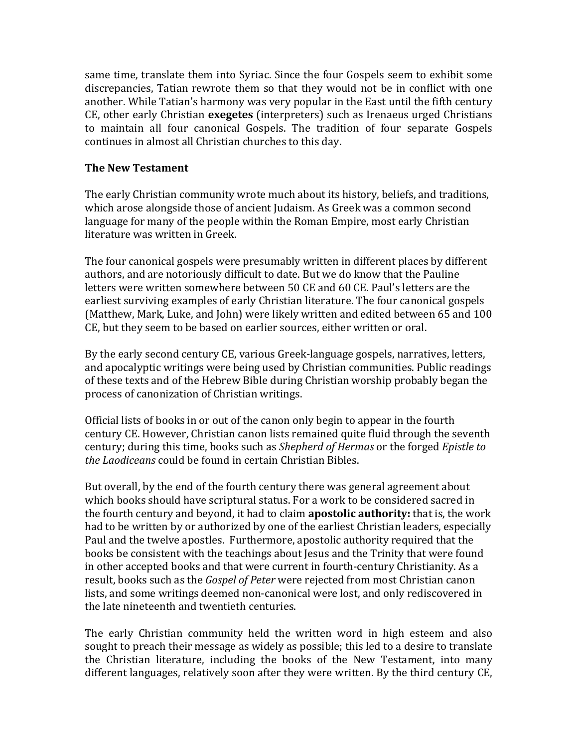same time, translate them into Syriac. Since the four Gospels seem to exhibit some discrepancies, Tatian rewrote them so that they would not be in conflict with one another. While Tatian's harmony was very popular in the East until the fifth century CE, other early Christian **exegetes** (interpreters) such as Irenaeus urged Christians to maintain all four canonical Gospels. The tradition of four separate Gospels continues in almost all Christian churches to this day.

**The New Testament**

The early Christian community wrote much about its history, beliefs, and traditions, which arose alongside those of ancient Judaism. As Greek was a common second language for many of the people within the Roman Empire, most early Christian literature was written in Greek.

The four canonical gospels were presumably written in different places by different authors, and are notoriously difficult to date. But we do know that the Pauline letters were written somewhere between 50 CE and 60 CE. Paul's letters are the earliest surviving examples of early Christian literature. The four canonical gospels (Matthew, Mark, Luke, and John) were likely written and edited between 65 and 100 CE, but they seem to be based on earlier sources, either written or oral.

By the early second century CE, various Greek-language gospels, narratives, letters, and apocalyptic writings were being used by Christian communities. Public readings of these texts and of the Hebrew Bible during Christian worship probably began the process of canonization of Christian writings.

Official lists of books in or out of the canon only begin to appear in the fourth century CE. However, Christian canon lists remained quite fluid through the seventh century; during this time, books such as *Shepherd of Hermas* or the forged *Epistle to the Laodiceans* could be found in certain Christian Bibles.

But overall, by the end of the fourth century there was general agreement about which books should have scriptural status. For a work to be considered sacred in the fourth century and beyond, it had to claim **apostolic authority:** that is, the work had to be written by or authorized by one of the earliest Christian leaders, especially Paul and the twelve apostles. Furthermore, apostolic authority required that the books be consistent with the teachings about Jesus and the Trinity that were found in other accepted books and that were current in fourth-century Christianity. As a result, books such as the *Gospel of Peter* were rejected from most Christian canon lists, and some writings deemed non-canonical were lost, and only rediscovered in the late nineteenth and twentieth centuries.

The early Christian community held the written word in high esteem and also sought to preach their message as widely as possible; this led to a desire to translate the Christian literature, including the books of the New Testament, into many different languages, relatively soon after they were written. By the third century CE,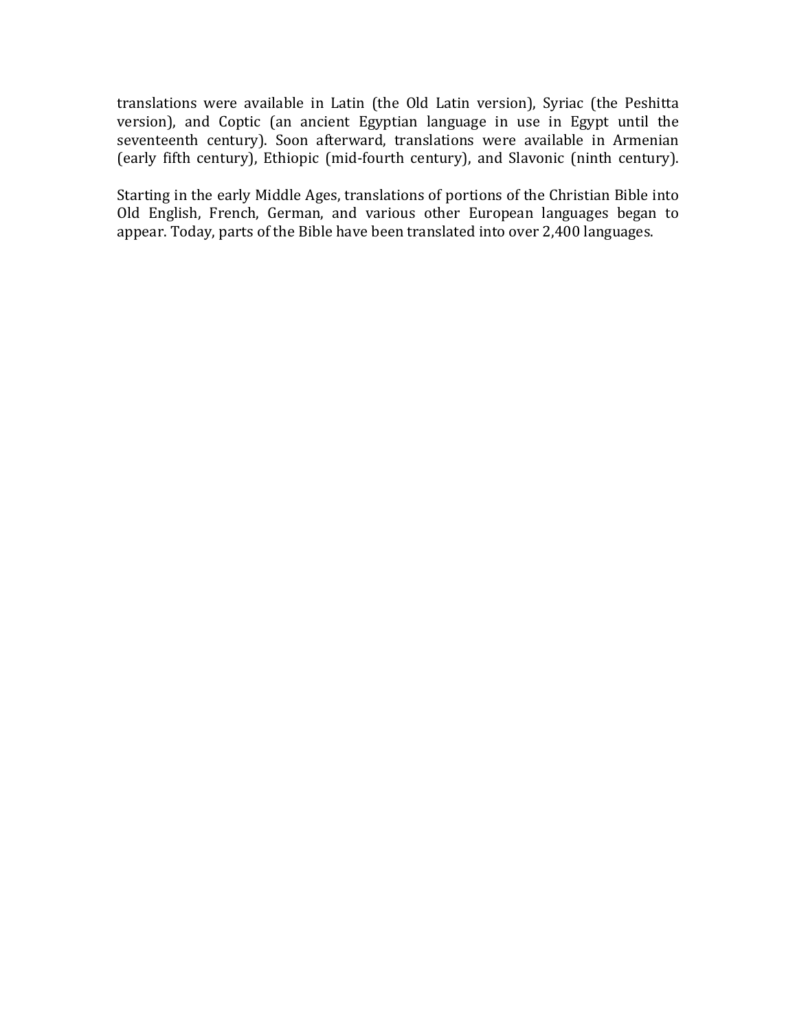translations were available in Latin (the Old Latin version), Syriac (the Peshitta version), and Coptic (an ancient Egyptian language in use in Egypt until the seventeenth century). Soon afterward, translations were available in Armenian (early fifth century), Ethiopic (mid-fourth century), and Slavonic (ninth century).

Starting in the early Middle Ages, translations of portions of the Christian Bible into Old English, French, German, and various other European languages began to appear. Today, parts of the Bible have been translated into over 2,400 languages.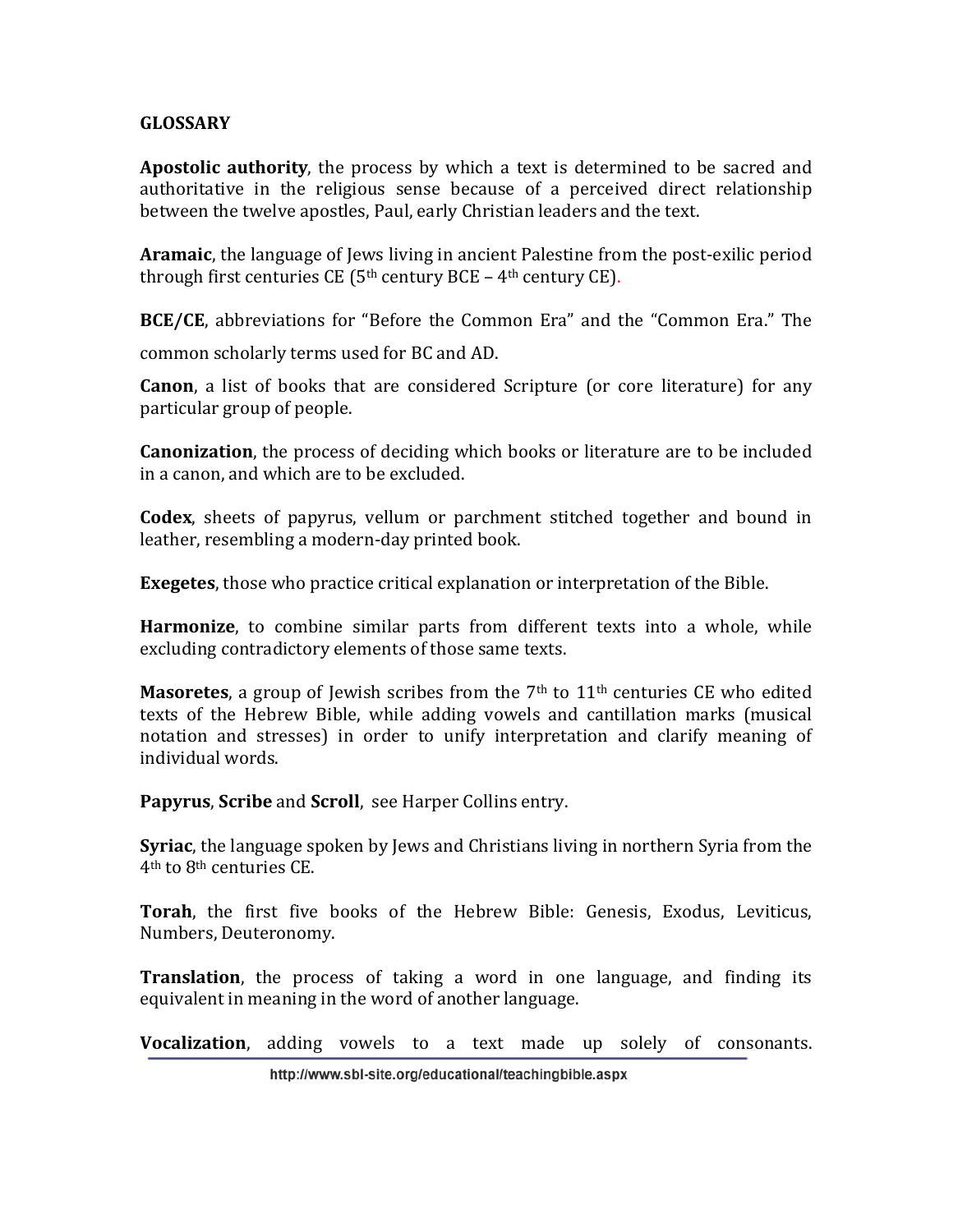**GLOSSARY**

**Apostolic authority**, the process by which a text is determined to be sacred and authoritative in the religious sense because of a perceived direct relationship between the twelve apostles, Paul, early Christian leaders and the text.

**Aramaic**, the language of Jews living in ancient Palestine from the post-exilic period through first centuries CE (5th century BCE – 4th century CE).

**BCE/CE**, abbreviations for "Before the Common Era" and the "Common Era." The common scholarly terms used for BC and AD.

**Canon**, a list of books that are considered Scripture (or core literature) for any particular group of people.

**Canonization**, the process of deciding which books or literature are to be included in a canon, and which are to be excluded.

**Codex**, sheets of papyrus, vellum or parchment stitched together and bound in leather, resembling a modern-day printed book.

**Exegetes**, those who practice critical explanation or interpretation of the Bible.

**Harmonize**, to combine similar parts from different texts into a whole, while excluding contradictory elements of those same texts.

**Masoretes**, a group of Jewish scribes from the 7th to 11th centuries CE who edited texts of the Hebrew Bible, while adding vowels and cantillation marks (musical notation and stresses) in order to unify interpretation and clarify meaning of individual words.

**Papyrus**, **Scribe** and **Scroll**, see Harper Collins entry.

**Syriac**, the language spoken by Jews and Christians living in northern Syria from the 4th to 8th centuries CE.

**Torah**, the first five books of the Hebrew Bible: Genesis, Exodus, Leviticus, Numbers, Deuteronomy.

**Translation**, the process of taking a word in one language, and finding its equivalent in meaning in the word of another language.

**Vocalization**, adding vowels to a text made up solely of consonants.